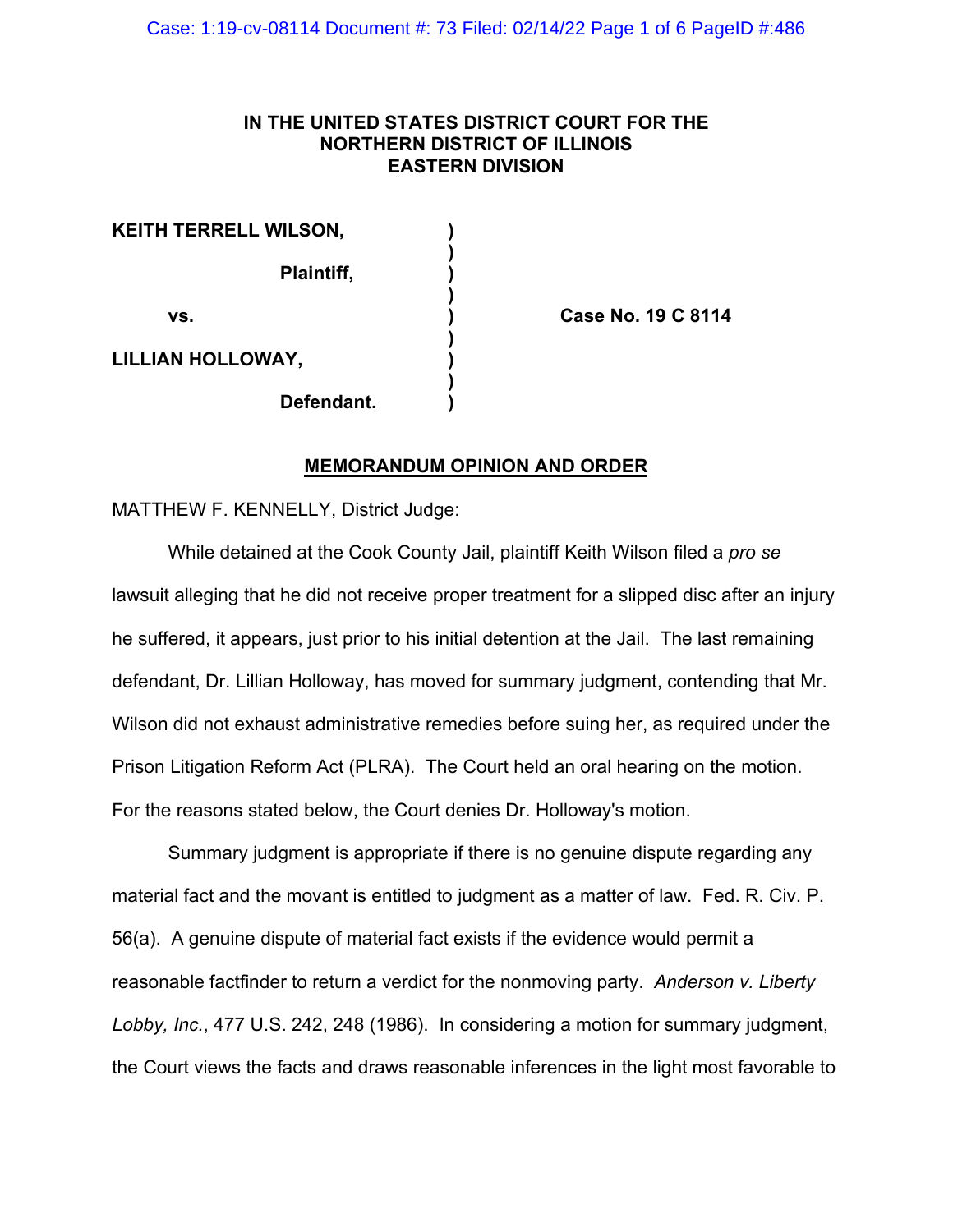**IN THE UNITED STATES DISTRICT COURT FOR THE NORTHERN DISTRICT OF ILLINOIS EASTERN DIVISION**

| | | |
|---|---|---|
| **KEITH TERRELL WILSON,** | ) | |
| **Plaintiff,** | ) | |
| **vs.** | ) | **Case No. 19 C 8114** |
| **LILLIAN HOLLOWAY,** | ) | |
| **Defendant.** | ) | |

**MEMORANDUM OPINION AND ORDER**

MATTHEW F. KENNELLY, District Judge:

While detained at the Cook County Jail, plaintiff Keith Wilson filed a *pro se* lawsuit alleging that he did not receive proper treatment for a slipped disc after an injury he suffered, it appears, just prior to his initial detention at the Jail. The last remaining defendant, Dr. Lillian Holloway, has moved for summary judgment, contending that Mr. Wilson did not exhaust administrative remedies before suing her, as required under the Prison Litigation Reform Act (PLRA). The Court held an oral hearing on the motion. For the reasons stated below, the Court denies Dr. Holloway's motion.

Summary judgment is appropriate if there is no genuine dispute regarding any material fact and the movant is entitled to judgment as a matter of law. Fed. R. Civ. P. 56(a). A genuine dispute of material fact exists if the evidence would permit a reasonable factfinder to return a verdict for the nonmoving party. *Anderson v. Liberty Lobby, Inc.*, 477 U.S. 242, 248 (1986). In considering a motion for summary judgment, the Court views the facts and draws reasonable inferences in the light most favorable to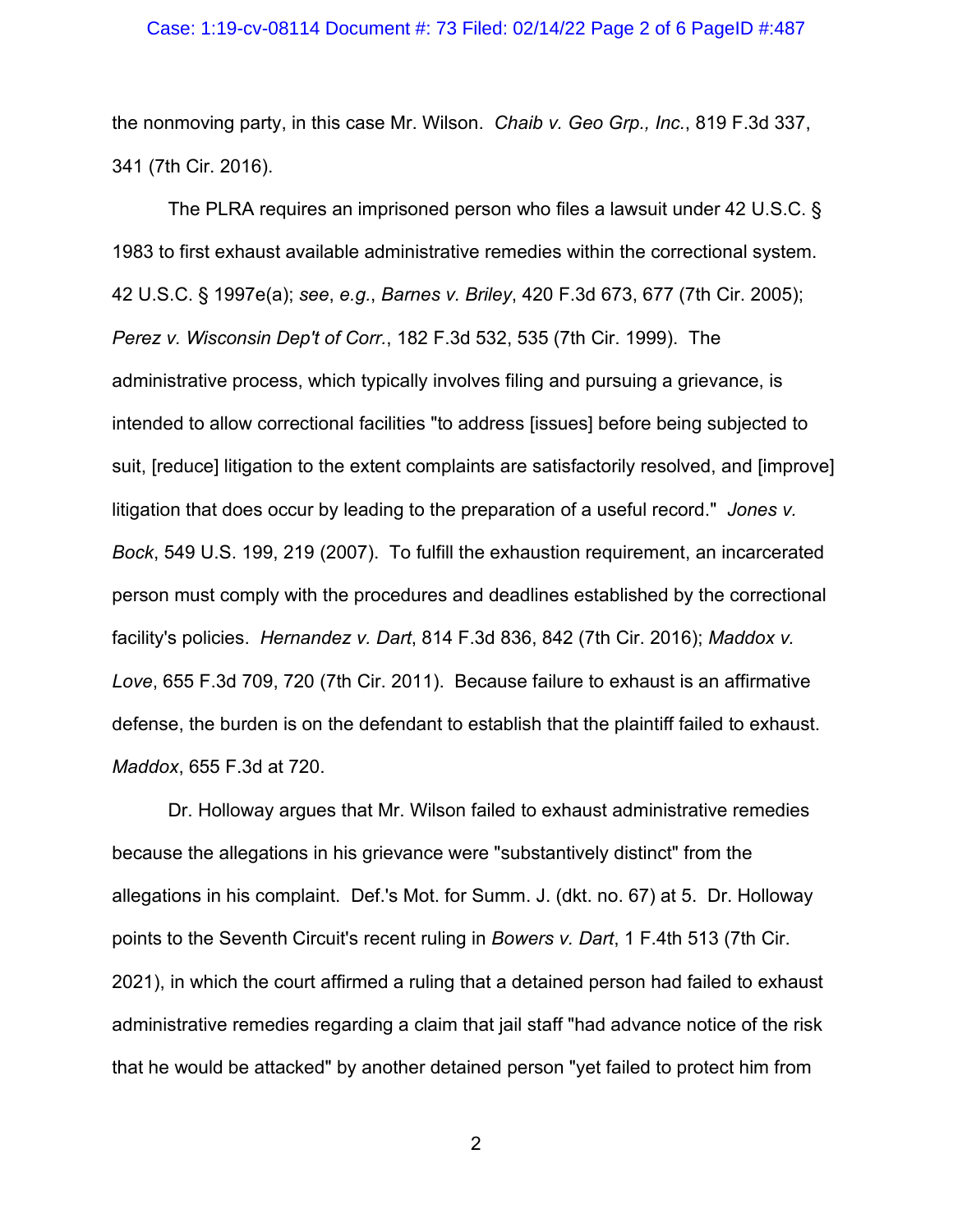the nonmoving party, in this case Mr. Wilson. *Chaib v. Geo Grp., Inc.*, 819 F.3d 337, 341 (7th Cir. 2016).

The PLRA requires an imprisoned person who files a lawsuit under 42 U.S.C. § 1983 to first exhaust available administrative remedies within the correctional system. 42 U.S.C. § 1997e(a); *see*, *e.g.*, *Barnes v. Briley*, 420 F.3d 673, 677 (7th Cir. 2005); *Perez v. Wisconsin Dep't of Corr.*, 182 F.3d 532, 535 (7th Cir. 1999). The administrative process, which typically involves filing and pursuing a grievance, is intended to allow correctional facilities "to address [issues] before being subjected to suit, [reduce] litigation to the extent complaints are satisfactorily resolved, and [improve] litigation that does occur by leading to the preparation of a useful record." *Jones v. Bock*, 549 U.S. 199, 219 (2007). To fulfill the exhaustion requirement, an incarcerated person must comply with the procedures and deadlines established by the correctional facility's policies. *Hernandez v. Dart*, 814 F.3d 836, 842 (7th Cir. 2016); *Maddox v. Love*, 655 F.3d 709, 720 (7th Cir. 2011). Because failure to exhaust is an affirmative defense, the burden is on the defendant to establish that the plaintiff failed to exhaust. *Maddox*, 655 F.3d at 720.

Dr. Holloway argues that Mr. Wilson failed to exhaust administrative remedies because the allegations in his grievance were "substantively distinct" from the allegations in his complaint. Def.'s Mot. for Summ. J. (dkt. no. 67) at 5. Dr. Holloway points to the Seventh Circuit's recent ruling in *Bowers v. Dart*, 1 F.4th 513 (7th Cir. 2021), in which the court affirmed a ruling that a detained person had failed to exhaust administrative remedies regarding a claim that jail staff "had advance notice of the risk that he would be attacked" by another detained person "yet failed to protect him from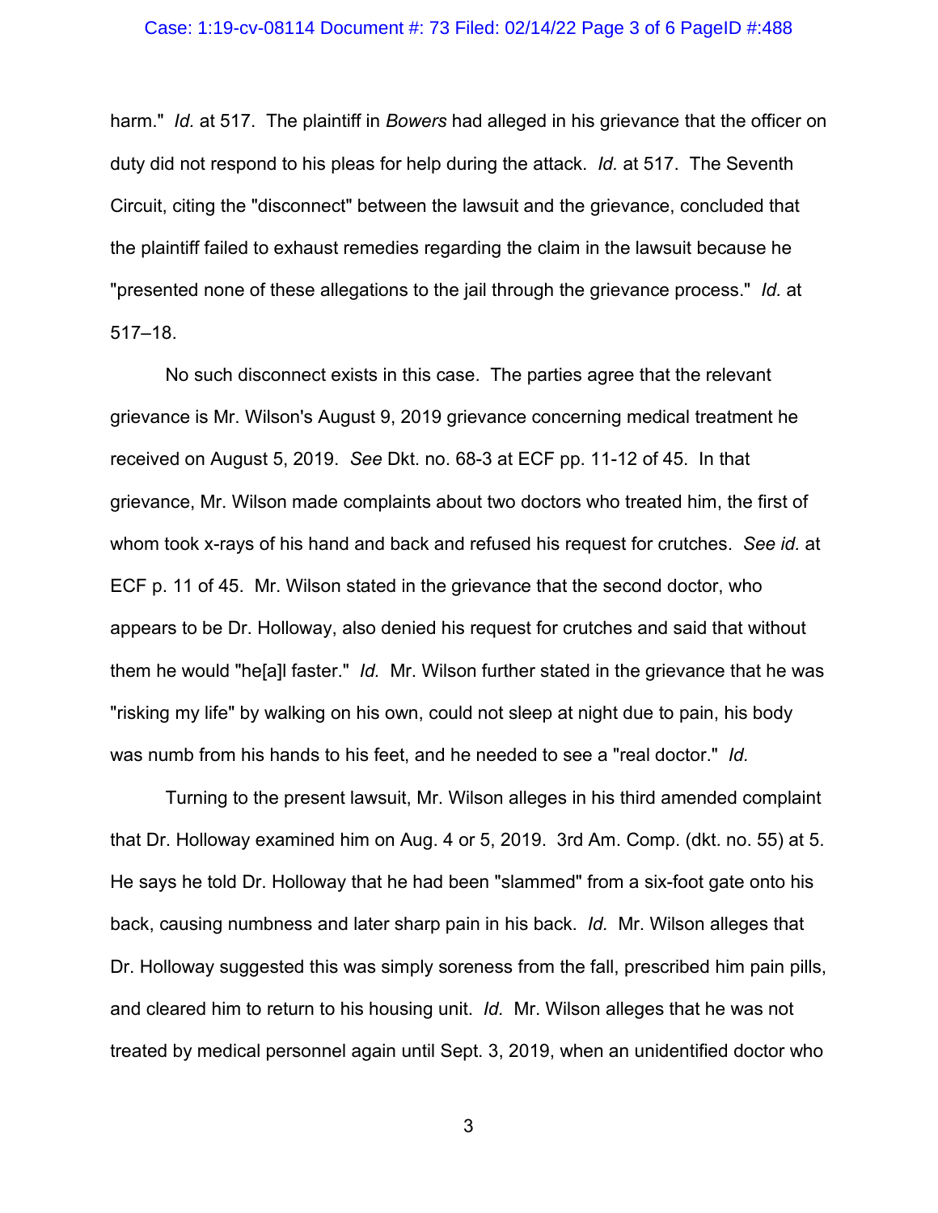harm." *Id.* at 517. The plaintiff in *Bowers* had alleged in his grievance that the officer on duty did not respond to his pleas for help during the attack. *Id.* at 517. The Seventh Circuit, citing the "disconnect" between the lawsuit and the grievance, concluded that the plaintiff failed to exhaust remedies regarding the claim in the lawsuit because he "presented none of these allegations to the jail through the grievance process." *Id.* at 517–18.

No such disconnect exists in this case. The parties agree that the relevant grievance is Mr. Wilson's August 9, 2019 grievance concerning medical treatment he received on August 5, 2019. *See* Dkt. no. 68-3 at ECF pp. 11-12 of 45. In that grievance, Mr. Wilson made complaints about two doctors who treated him, the first of whom took x-rays of his hand and back and refused his request for crutches. *See id.* at ECF p. 11 of 45. Mr. Wilson stated in the grievance that the second doctor, who appears to be Dr. Holloway, also denied his request for crutches and said that without them he would "he[a]l faster." *Id.* Mr. Wilson further stated in the grievance that he was "risking my life" by walking on his own, could not sleep at night due to pain, his body was numb from his hands to his feet, and he needed to see a "real doctor." *Id.*

Turning to the present lawsuit, Mr. Wilson alleges in his third amended complaint that Dr. Holloway examined him on Aug. 4 or 5, 2019. 3rd Am. Comp. (dkt. no. 55) at 5. He says he told Dr. Holloway that he had been "slammed" from a six-foot gate onto his back, causing numbness and later sharp pain in his back. *Id.* Mr. Wilson alleges that Dr. Holloway suggested this was simply soreness from the fall, prescribed him pain pills, and cleared him to return to his housing unit. *Id.* Mr. Wilson alleges that he was not treated by medical personnel again until Sept. 3, 2019, when an unidentified doctor who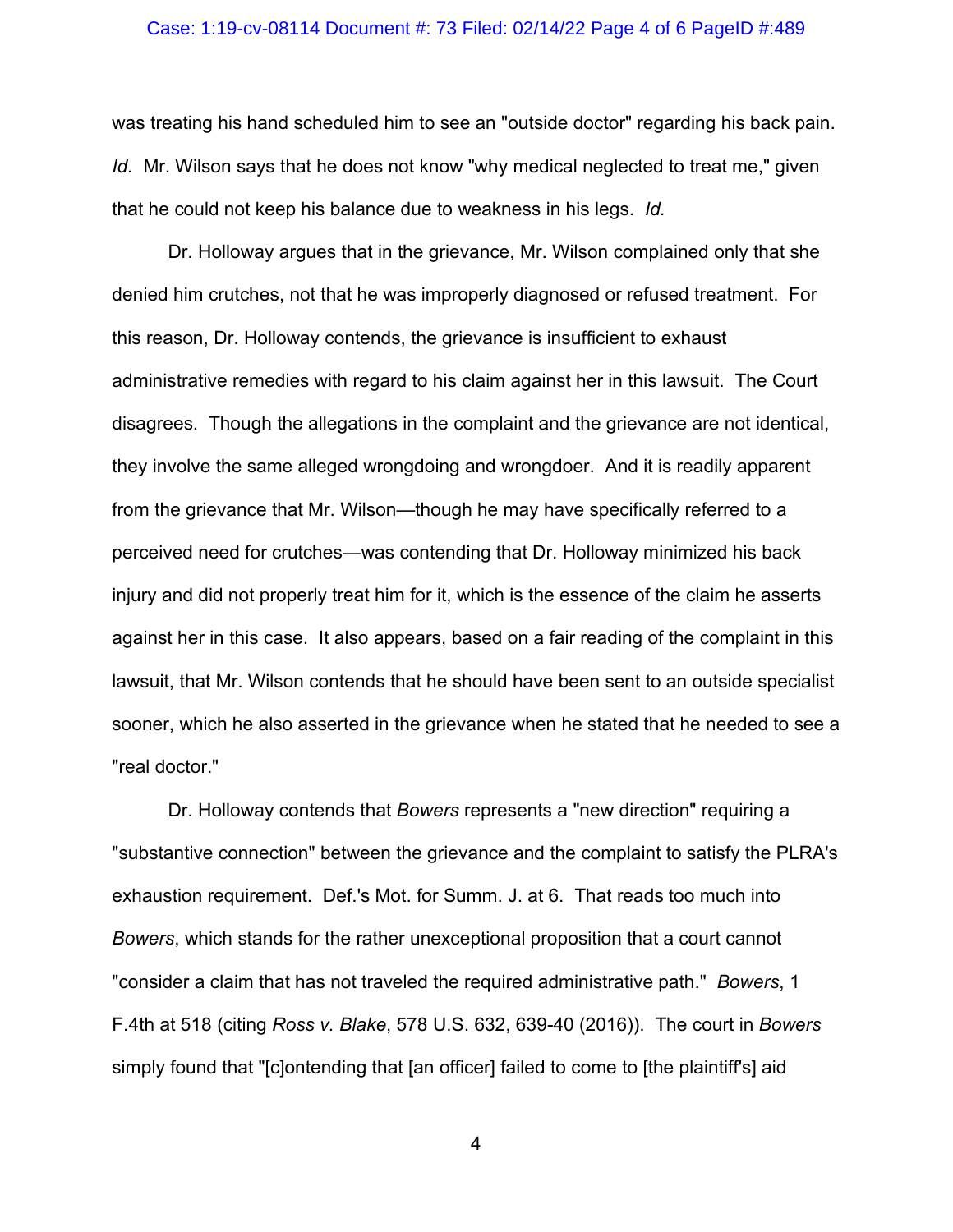was treating his hand scheduled him to see an "outside doctor" regarding his back pain. *Id.* Mr. Wilson says that he does not know "why medical neglected to treat me," given that he could not keep his balance due to weakness in his legs. *Id.*

Dr. Holloway argues that in the grievance, Mr. Wilson complained only that she denied him crutches, not that he was improperly diagnosed or refused treatment. For this reason, Dr. Holloway contends, the grievance is insufficient to exhaust administrative remedies with regard to his claim against her in this lawsuit. The Court disagrees. Though the allegations in the complaint and the grievance are not identical, they involve the same alleged wrongdoing and wrongdoer. And it is readily apparent from the grievance that Mr. Wilson—though he may have specifically referred to a perceived need for crutches—was contending that Dr. Holloway minimized his back injury and did not properly treat him for it, which is the essence of the claim he asserts against her in this case. It also appears, based on a fair reading of the complaint in this lawsuit, that Mr. Wilson contends that he should have been sent to an outside specialist sooner, which he also asserted in the grievance when he stated that he needed to see a "real doctor."

Dr. Holloway contends that *Bowers* represents a "new direction" requiring a "substantive connection" between the grievance and the complaint to satisfy the PLRA's exhaustion requirement. Def.'s Mot. for Summ. J. at 6. That reads too much into *Bowers*, which stands for the rather unexceptional proposition that a court cannot "consider a claim that has not traveled the required administrative path." *Bowers*, 1 F.4th at 518 (citing *Ross v. Blake*, 578 U.S. 632, 639-40 (2016)). The court in *Bowers* simply found that "[c]ontending that [an officer] failed to come to [the plaintiff's] aid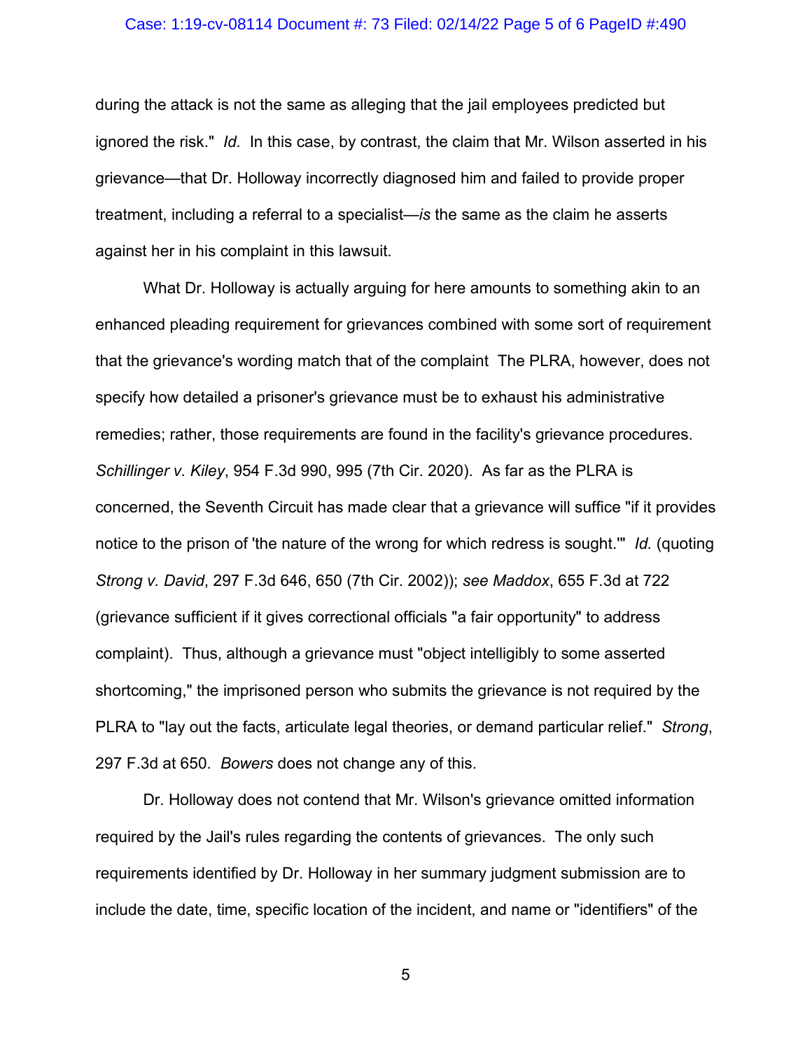during the attack is not the same as alleging that the jail employees predicted but ignored the risk." *Id.* In this case, by contrast, the claim that Mr. Wilson asserted in his grievance—that Dr. Holloway incorrectly diagnosed him and failed to provide proper treatment, including a referral to a specialist—*is* the same as the claim he asserts against her in his complaint in this lawsuit.

What Dr. Holloway is actually arguing for here amounts to something akin to an enhanced pleading requirement for grievances combined with some sort of requirement that the grievance's wording match that of the complaint The PLRA, however, does not specify how detailed a prisoner's grievance must be to exhaust his administrative remedies; rather, those requirements are found in the facility's grievance procedures. *Schillinger v. Kiley*, 954 F.3d 990, 995 (7th Cir. 2020). As far as the PLRA is concerned, the Seventh Circuit has made clear that a grievance will suffice "if it provides notice to the prison of 'the nature of the wrong for which redress is sought.'" *Id.* (quoting *Strong v. David*, 297 F.3d 646, 650 (7th Cir. 2002)); *see Maddox*, 655 F.3d at 722 (grievance sufficient if it gives correctional officials "a fair opportunity" to address complaint). Thus, although a grievance must "object intelligibly to some asserted shortcoming," the imprisoned person who submits the grievance is not required by the PLRA to "lay out the facts, articulate legal theories, or demand particular relief." *Strong*, 297 F.3d at 650. *Bowers* does not change any of this.

Dr. Holloway does not contend that Mr. Wilson's grievance omitted information required by the Jail's rules regarding the contents of grievances. The only such requirements identified by Dr. Holloway in her summary judgment submission are to include the date, time, specific location of the incident, and name or "identifiers" of the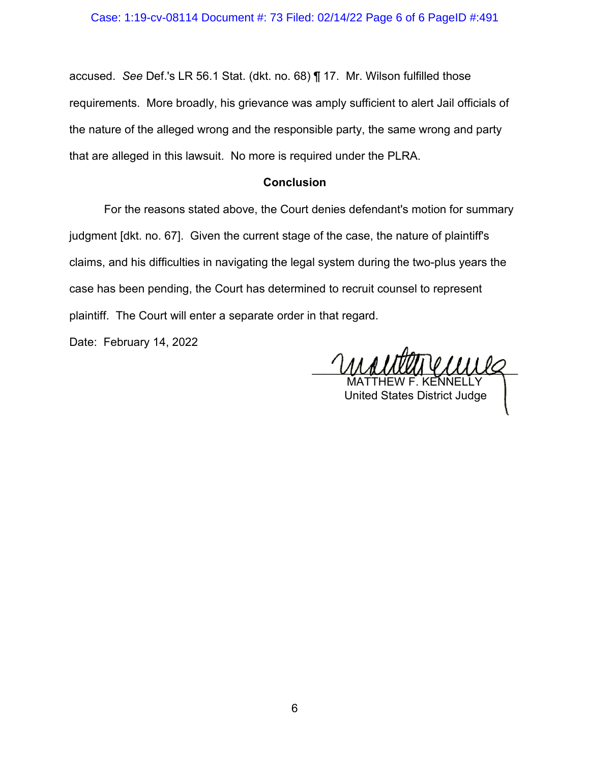accused. *See* Def.'s LR 56.1 Stat. (dkt. no. 68) ¶ 17. Mr. Wilson fulfilled those requirements. More broadly, his grievance was amply sufficient to alert Jail officials of the nature of the alleged wrong and the responsible party, the same wrong and party that are alleged in this lawsuit. No more is required under the PLRA.

## Conclusion

For the reasons stated above, the Court denies defendant's motion for summary judgment [dkt. no. 67]. Given the current stage of the case, the nature of plaintiff's claims, and his difficulties in navigating the legal system during the two-plus years the case has been pending, the Court has determined to recruit counsel to represent plaintiff. The Court will enter a separate order in that regard.

Date: February 14, 2022

MATTHEW F. KENNELLY
United States District Judge